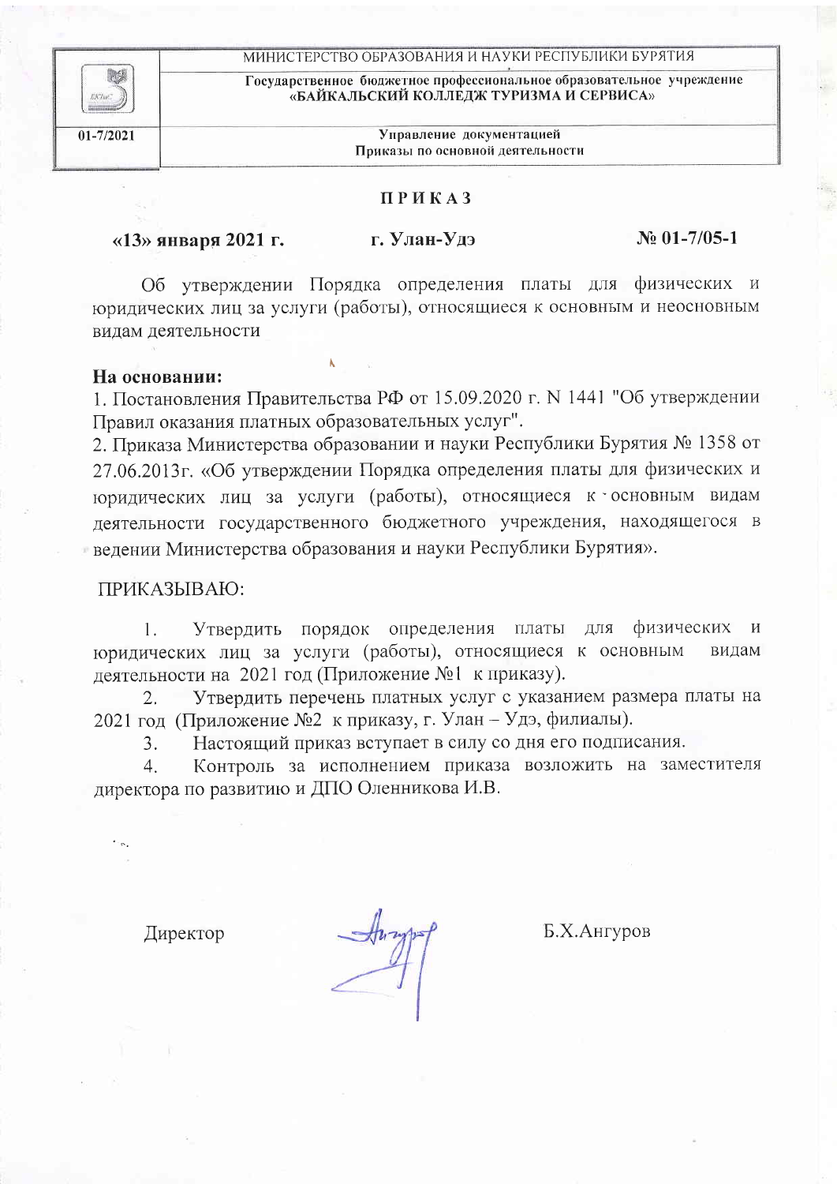| | МИНИСТЕРСТВО ОБРАЗОВАНИЯ И НАУКИ РЕСПУБЛИКИ БУРЯТИЯ<br>**Государственное бюджетное профессиональное образовательное учреждение «БАЙКАЛЬСКИЙ КОЛЛЕДЖ ТУРИЗМА И СЕРВИСА»** |
|---|---|
| **01-7/2021** | **Управление документацией**<br>**Приказы по основной деятельности** |

# ПРИКАЗ

**«13» января 2021 г.** **г. Улан-Удэ** **№ 01-7/05-1**

Об утверждении Порядка определения платы для физических и юридических лиц за услуги (работы), относящиеся к основным и неосновным видам деятельности

**На основании:**

1. Постановления Правительства РФ от 15.09.2020 г. N 1441 "Об утверждении Правил оказания платных образовательных услуг".
2. Приказа Министерства образовании и науки Республики Бурятия № 1358 от 27.06.2013г. «Об утверждении Порядка определения платы для физических и юридических лиц за услуги (работы), относящиеся к основным видам деятельности государственного бюджетного учреждения, находящегося в ведении Министерства образования и науки Республики Бурятия».

ПРИКАЗЫВАЮ:

1. Утвердить порядок определения платы для физических и юридических лиц за услуги (работы), относящиеся к основным видам деятельности на 2021 год (Приложение №1 к приказу).
2. Утвердить перечень платных услуг с указанием размера платы на 2021 год (Приложение №2 к приказу, г. Улан – Удэ, филиалы).
3. Настоящий приказ вступает в силу со дня его подписания.
4. Контроль за исполнением приказа возложить на заместителя директора по развитию и ДПО Оленникова И.В.

Директор Б.Х.Ангуров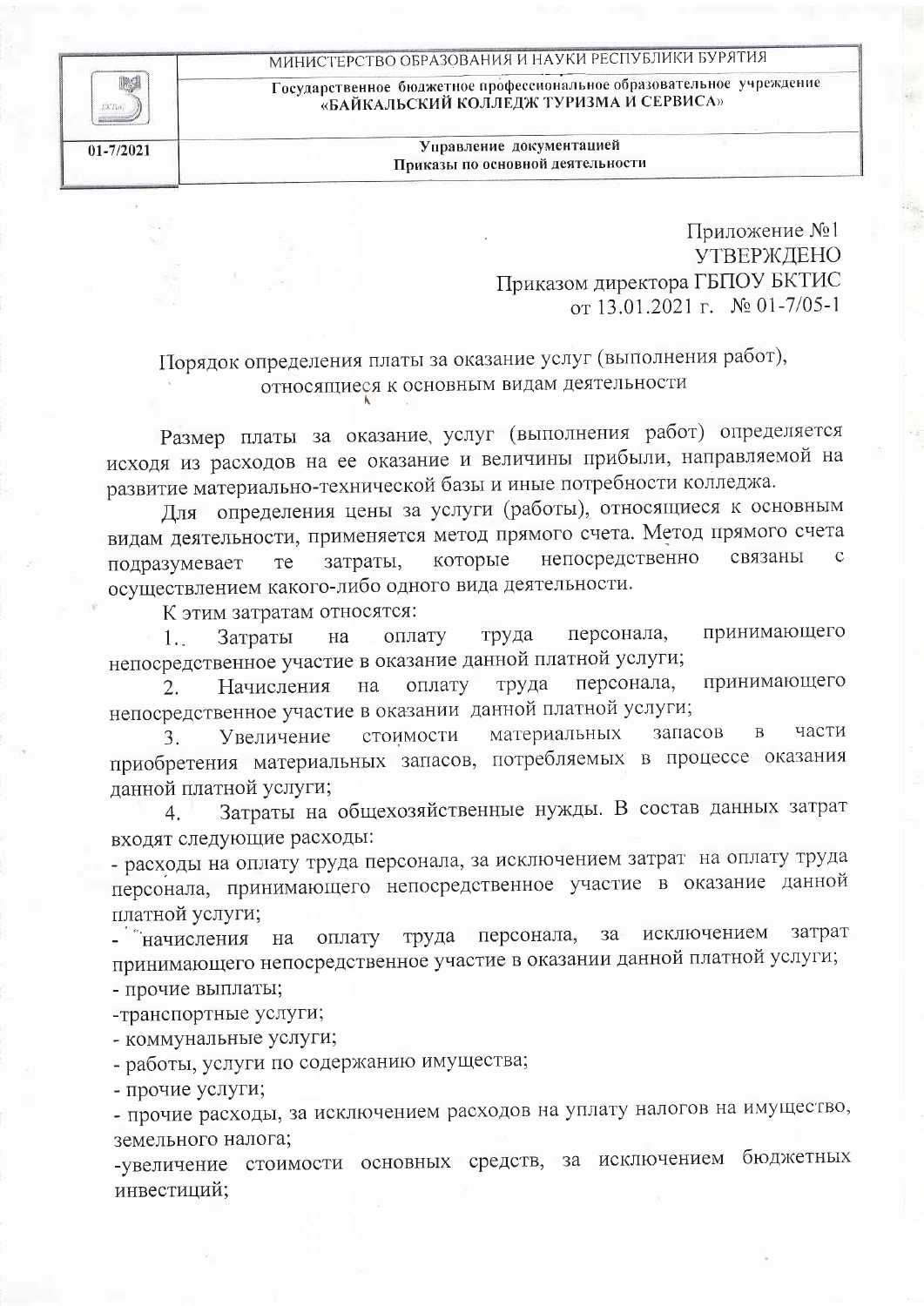| | МИНИСТЕРСТВО ОБРАЗОВАНИЯ И НАУКИ РЕСПУБЛИКИ БУРЯТИЯ |
|---|---|
| | Государственное бюджетное профессиональное образовательное учреждение «БАЙКАЛЬСКИЙ КОЛЛЕДЖ ТУРИЗМА И СЕРВИСА» |
| 01-7/2021 | Управление документацией Приказы по основной деятельности |

Приложение №1
УТВЕРЖДЕНО
Приказом директора ГБПОУ БКТИС
от 13.01.2021 г. № 01-7/05-1

Порядок определения платы за оказание услуг (выполнения работ), относящиеся к основным видам деятельности

Размер платы за оказание услуг (выполнения работ) определяется исходя из расходов на ее оказание и величины прибыли, направляемой на развитие материально-технической базы и иные потребности колледжа.

Для определения цены за услуги (работы), относящиеся к основным видам деятельности, применяется метод прямого счета. Метод прямого счета подразумевает те затраты, которые непосредственно связаны с осуществлением какого-либо одного вида деятельности.

К этим затратам относятся:

1. Затраты на оплату труда персонала, принимающего непосредственное участие в оказание данной платной услуги;
2. Начисления на оплату труда персонала, принимающего непосредственное участие в оказании данной платной услуги;
3. Увеличение стоимости материальных запасов в части приобретения материальных запасов, потребляемых в процессе оказания данной платной услуги;
4. Затраты на общехозяйственные нужды. В состав данных затрат входят следующие расходы:

- расходы на оплату труда персонала, за исключением затрат на оплату труда персонала, принимающего непосредственное участие в оказание данной платной услуги;
- начисления на оплату труда персонала, за исключением затрат принимающего непосредственное участие в оказании данной платной услуги;
- прочие выплаты;
- транспортные услуги;
- коммунальные услуги;
- работы, услуги по содержанию имущества;
- прочие услуги;
- прочие расходы, за исключением расходов на уплату налогов на имущество, земельного налога;
- увеличение стоимости основных средств, за исключением бюджетных инвестиций;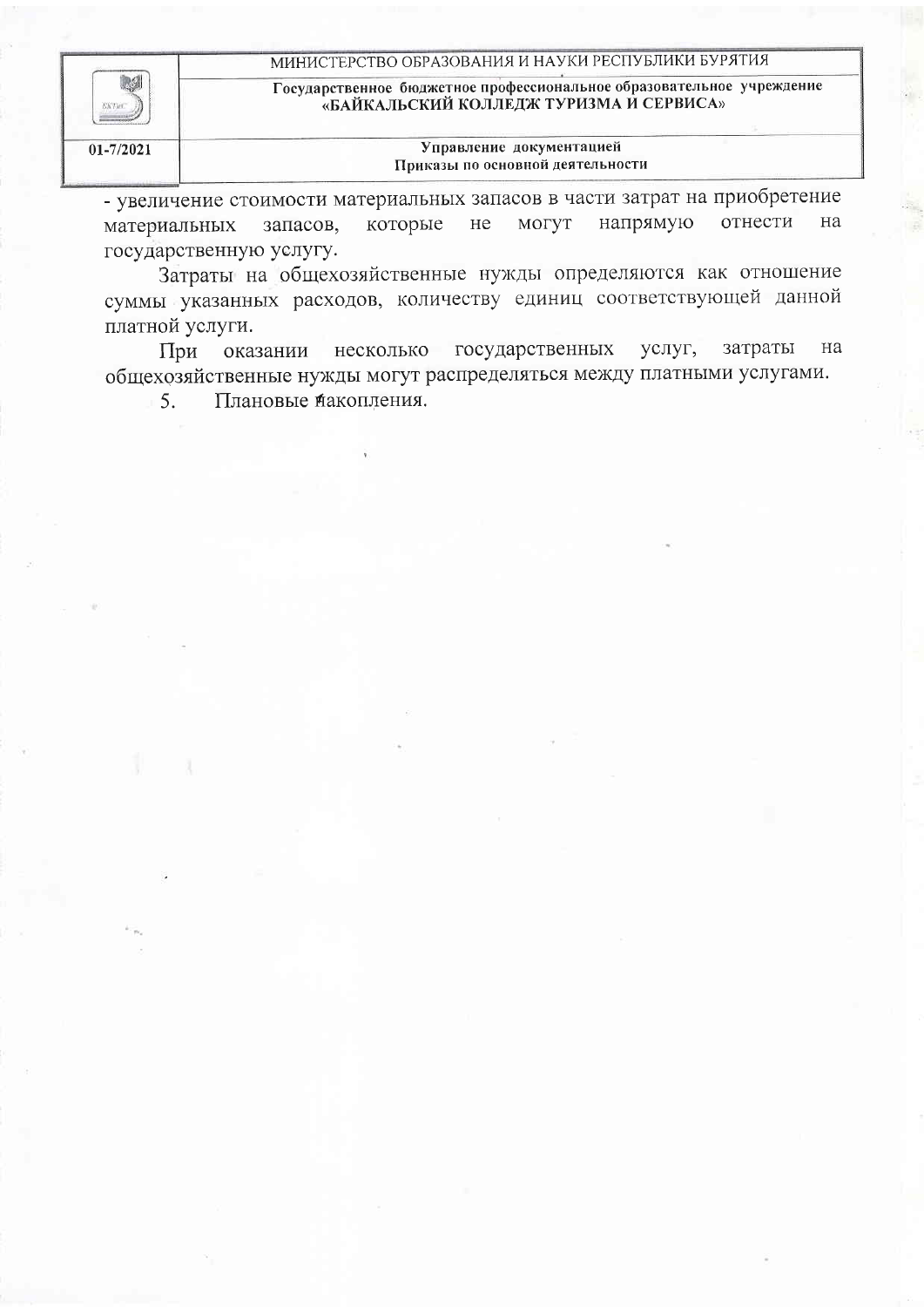- увеличение стоимости материальных запасов в части затрат на приобретение материальных запасов, которые не могут напрямую отнести на государственную услугу.

Затраты на общехозяйственные нужды определяются как отношение суммы указанных расходов, количеству единиц соответствующей данной платной услуги.

При оказании несколько государственных услуг, затраты на общехозяйственные нужды могут распределяться между платными услугами.

5. Плановые накопления.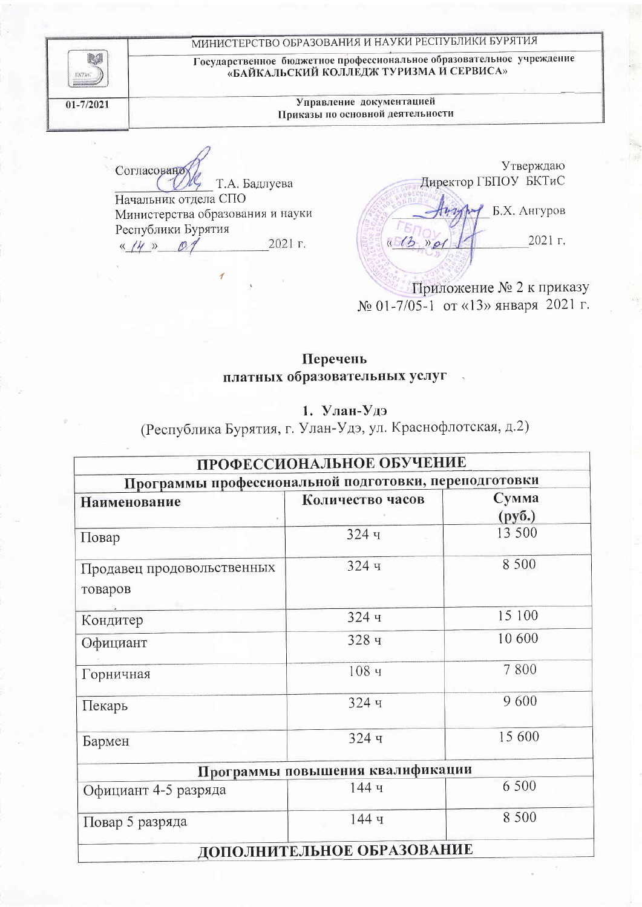| | |
|---|---|
| | МИНИСТЕРСТВО ОБРАЗОВАНИЯ И НАУКИ РЕСПУБЛИКИ БУРЯТИЯ |
| | Государственное бюджетное профессиональное образовательное учреждение **«БАЙКАЛЬСКИЙ КОЛЛЕДЖ ТУРИЗМА И СЕРВИСА»** |
| **01-7/2021** | **Управление документацией Приказы по основной деятельности** |

Согласовано
_______________ Т.А. Бадлуева
Начальник отдела СПО
Министерства образования и науки
Республики Бурятия
«14» 01 2021 г.

Утверждаю
Директор ГБПОУ БКТиС
_______________ Б.Х. Ангуров
«13» 01 2021 г.

Приложение № 2 к приказу
№ 01-7/05-1 от «13» января 2021 г.

**Перечень**
**платных образовательных услуг**

**1. Улан-Удэ**
(Республика Бурятия, г. Улан-Удэ, ул. Краснофлотская, д.2)

| **ПРОФЕССИОНАЛЬНОЕ ОБУЧЕНИЕ** | | |
|---|---|---|
| **Программы профессиональной подготовки, переподготовки** | | |
| **Наименование** | **Количество часов** | **Сумма (руб.)** |
| Повар | 324 ч | 13 500 |
| Продавец продовольственных товаров | 324 ч | 8 500 |
| Кондитер | 324 ч | 15 100 |
| Официант | 328 ч | 10 600 |
| Горничная | 108 ч | 7 800 |
| Пекарь | 324 ч | 9 600 |
| Бармен | 324 ч | 15 600 |
| **Программы повышения квалификации** | | |
| Официант 4-5 разряда | 144 ч | 6 500 |
| Повар 5 разряда | 144 ч | 8 500 |
| **ДОПОЛНИТЕЛЬНОЕ ОБРАЗОВАНИЕ** | | |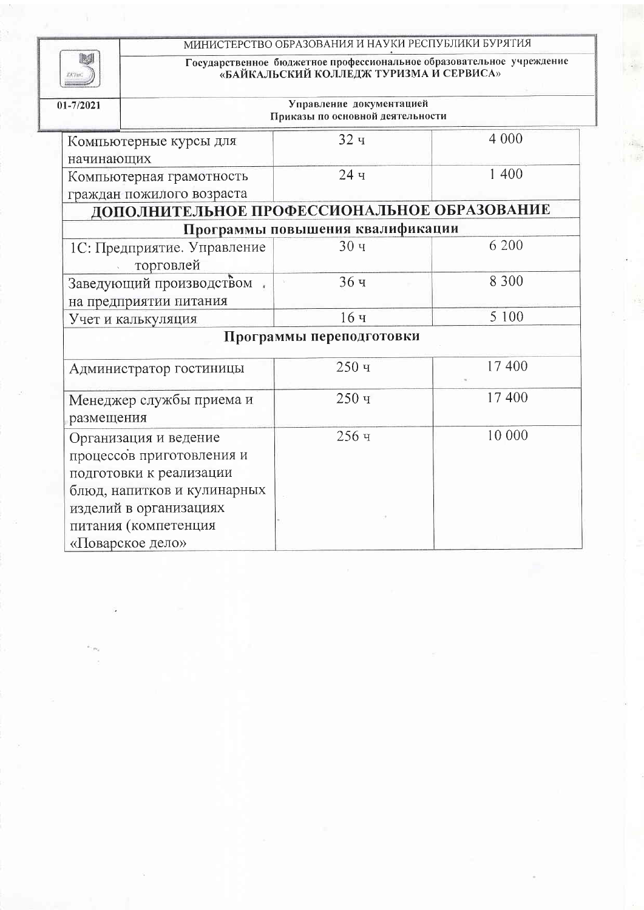| | | |
|---|---|---|
| Компьютерные курсы для начинающих | 32 ч | 4 000 |
| Компьютерная грамотность граждан пожилого возраста | 24 ч | 1 400 |
| **ДОПОЛНИТЕЛЬНОЕ ПРОФЕССИОНАЛЬНОЕ ОБРАЗОВАНИЕ** | | |
| **Программы повышения квалификации** | | |
| 1С: Предприятие. Управление торговлей | 30 ч | 6 200 |
| Заведующий производством на предприятии питания | 36 ч | 8 300 |
| Учет и калькуляция | 16 ч | 5 100 |
| **Программы переподготовки** | | |
| Администратор гостиницы | 250 ч | 17 400 |
| Менеджер службы приема и размещения | 250 ч | 17 400 |
| Организация и ведение процессов приготовления и подготовки к реализации блюд, напитков и кулинарных изделий в организациях питания (компетенция «Поварское дело» | 256 ч | 10 000 |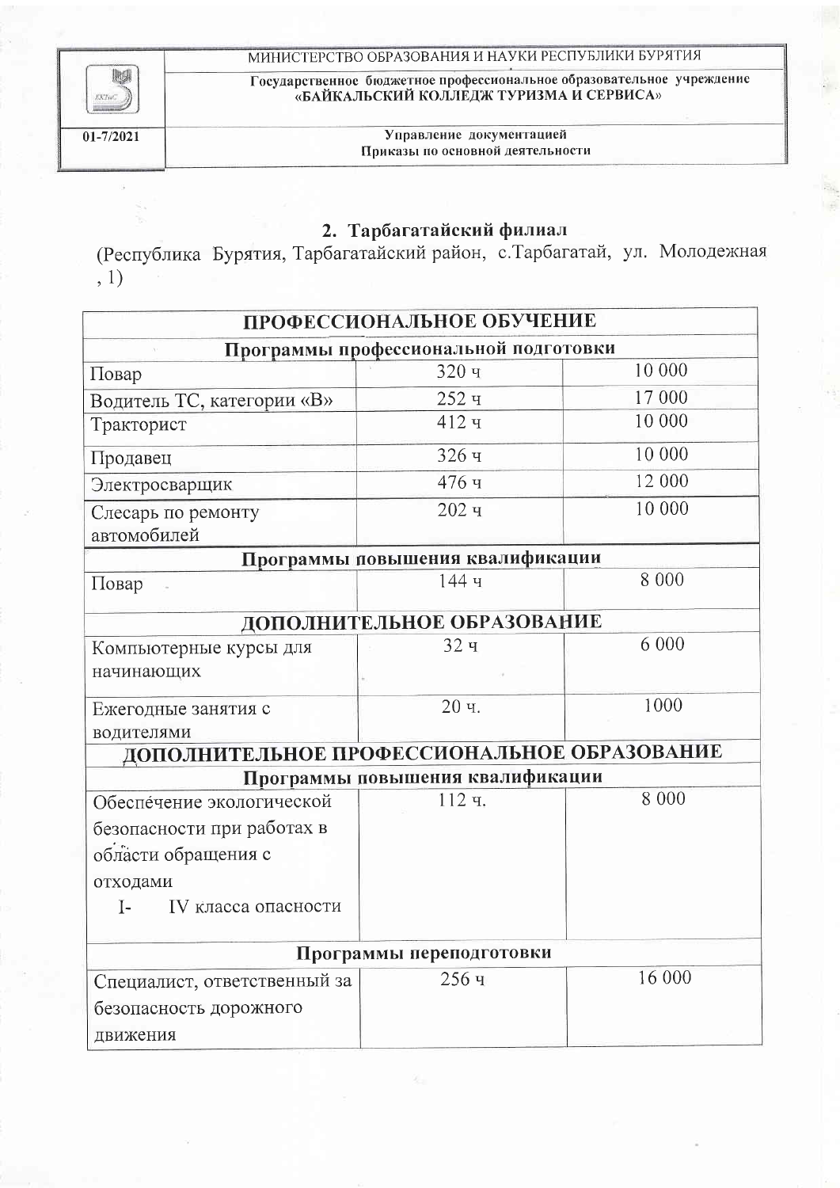## 2. Тарбагатайский филиал

(Республика Бурятия, Тарбагатайский район, с.Тарбагатай, ул. Молодежная , 1)

| | | |
|---|---|---|
| **ПРОФЕССИОНАЛЬНОЕ ОБУЧЕНИЕ** | | |
| **Программы профессиональной подготовки** | | |
| Повар | 320 ч | 10 000 |
| Водитель ТС, категории «В» | 252 ч | 17 000 |
| Тракторист | 412 ч | 10 000 |
| Продавец | 326 ч | 10 000 |
| Электросварщик | 476 ч | 12 000 |
| Слесарь по ремонту автомобилей | 202 ч | 10 000 |
| **Программы повышения квалификации** | | |
| Повар | 144 ч | 8 000 |
| **ДОПОЛНИТЕЛЬНОЕ ОБРАЗОВАНИЕ** | | |
| Компьютерные курсы для начинающих | 32 ч | 6 000 |
| Ежегодные занятия с водителями | 20 ч. | 1000 |
| **ДОПОЛНИТЕЛЬНОЕ ПРОФЕССИОНАЛЬНОЕ ОБРАЗОВАНИЕ** | | |
| **Программы повышения квалификации** | | |
| Обеспечение экологической безопасности при работах в области обращения с отходами I- IV класса опасности | 112 ч. | 8 000 |
| **Программы переподготовки** | | |
| Специалист, ответственный за безопасность дорожного движения | 256 ч | 16 000 |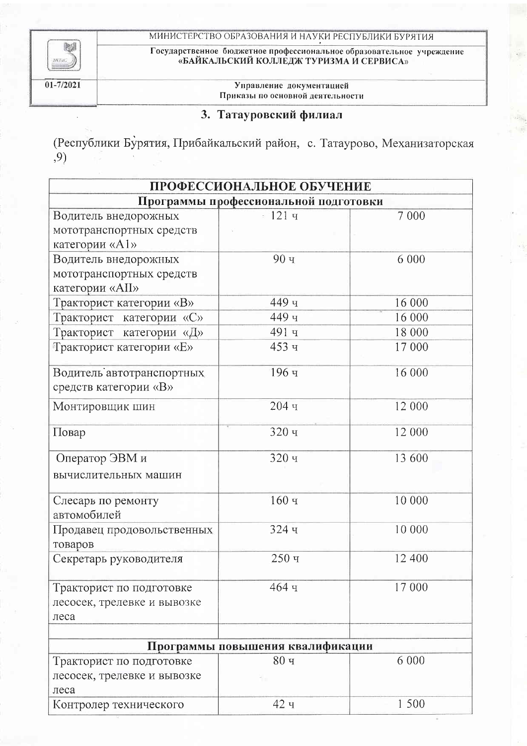## 3. Татауровский филиал

(Республики Бурятия, Прибайкальский район, с. Татаурово, Механизаторская ,9)

| ПРОФЕССИОНАЛЬНОЕ ОБУЧЕНИЕ | | |
|---|---|---|
| **Программы профессиональной подготовки** | | |
| Водитель внедорожных мототранспортных средств категории «А1» | 121 ч | 7 000 |
| Водитель внедорожных мототранспортных средств категории «АII» | 90 ч | 6 000 |
| Тракторист категории «В» | 449 ч | 16 000 |
| Тракторист категории «С» | 449 ч | 16 000 |
| Тракторист категории «Д» | 491 ч | 18 000 |
| Тракторист категории «Е» | 453 ч | 17 000 |
| Водитель автотранспортных средств категории «В» | 196 ч | 16 000 |
| Монтировщик шин | 204 ч | 12 000 |
| Повар | 320 ч | 12 000 |
| Оператор ЭВМ и вычислительных машин | 320 ч | 13 600 |
| Слесарь по ремонту автомобилей | 160 ч | 10 000 |
| Продавец продовольственных товаров | 324 ч | 10 000 |
| Секретарь руководителя | 250 ч | 12 400 |
| Тракторист по подготовке лесосек, трелевке и вывозке леса | 464 ч | 17 000 |
| | | |
| **Программы повышения квалификации** | | |
| Тракторист по подготовке лесосек, трелевке и вывозке леса | 80 ч | 6 000 |
| Контролер технического | 42 ч | 1 500 |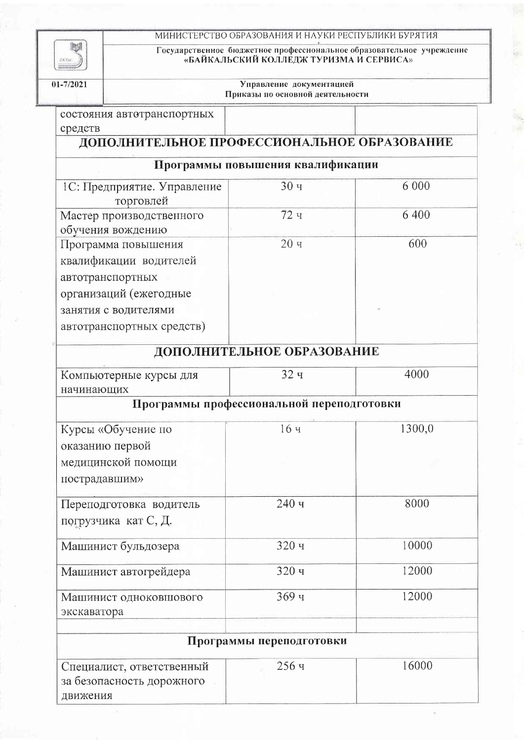| | | |
|---|---|---|
| состояния автотранспортных средств | | |
| **ДОПОЛНИТЕЛЬНОЕ ПРОФЕССИОНАЛЬНОЕ ОБРАЗОВАНИЕ** | | |
| **Программы повышения квалификации** | | |
| 1С: Предприятие. Управление торговлей | 30 ч | 6 000 |
| Мастер производственного обучения вождению | 72 ч | 6 400 |
| Программа повышения квалификации водителей автотранспортных организаций (ежегодные занятия с водителями автотранспортных средств) | 20 ч | 600 |
| **ДОПОЛНИТЕЛЬНОЕ ОБРАЗОВАНИЕ** | | |
| Компьютерные курсы для начинающих | 32 ч | 4000 |
| **Программы профессиональной переподготовки** | | |
| Курсы «Обучение по оказанию первой медицинской помощи пострадавшим» | 16 ч | 1300,0 |
| Переподготовка водитель погрузчика кат С, Д. | 240 ч | 8000 |
| Машинист бульдозера | 320 ч | 10000 |
| Машинист автогрейдера | 320 ч | 12000 |
| Машинист одноковшового экскаватора | 369 ч | 12000 |
| | | |
| **Программы переподготовки** | | |
| Специалист, ответственный за безопасность дорожного движения | 256 ч | 16000 |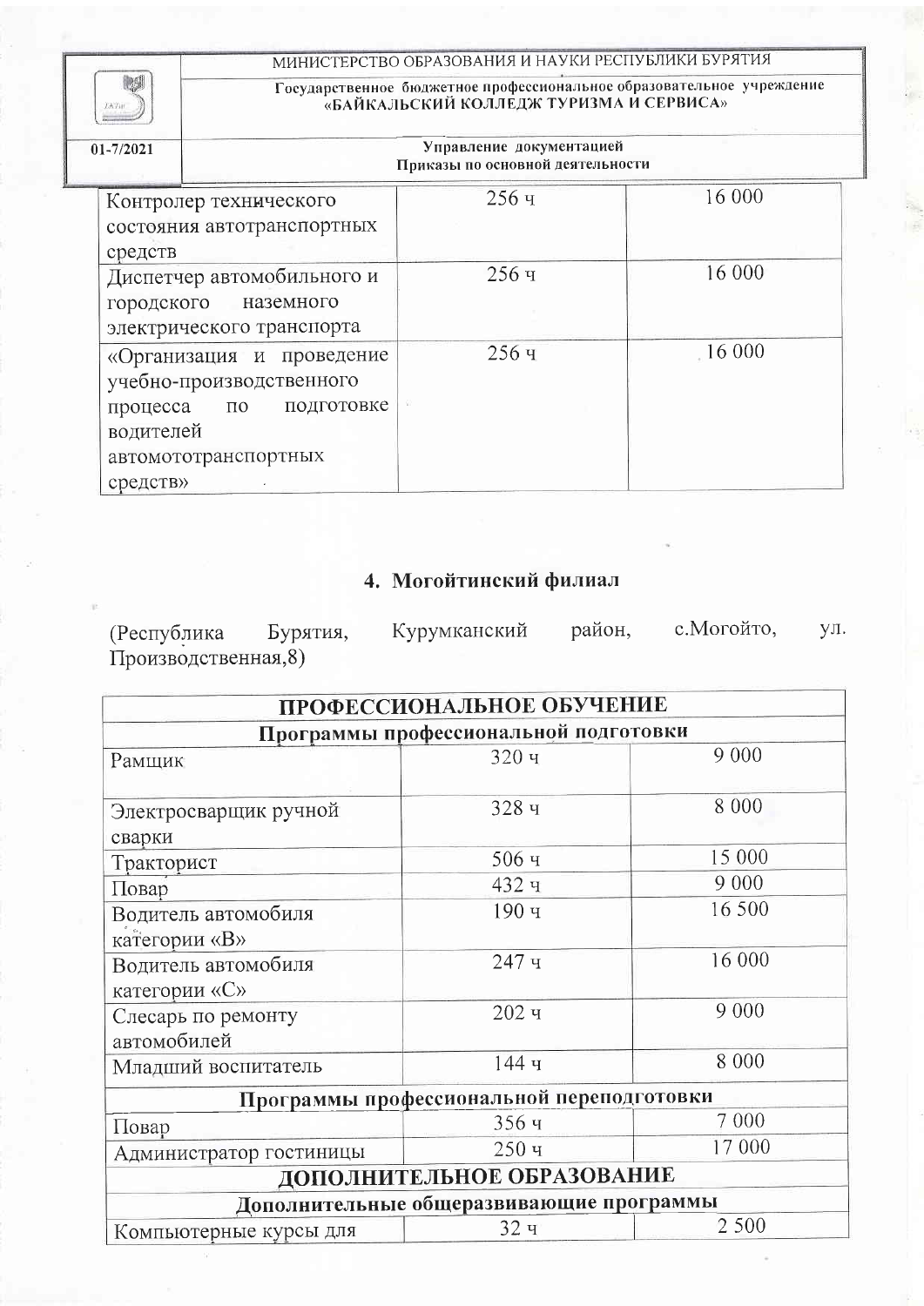| | | |
|---|---|---|
| Контролер технического состояния автотранспортных средств | 256 ч | 16 000 |
| Диспетчер автомобильного и городского наземного электрического транспорта | 256 ч | 16 000 |
| «Организация и проведение учебно-производственного процесса по подготовке водителей автомототранспортных средств» | 256 ч | 16 000 |

## 4. Могойтинский филиал

(Республика Бурятия, Курумканский район, с.Могойто, ул. Производственная,8)

| ПРОФЕССИОНАЛЬНОЕ ОБУЧЕНИЕ | | |
|---|---|---|
| **Программы профессиональной подготовки** | | |
| Рамщик | 320 ч | 9 000 |
| Электросварщик ручной сварки | 328 ч | 8 000 |
| Тракторист | 506 ч | 15 000 |
| Повар | 432 ч | 9 000 |
| Водитель автомобиля категории «В» | 190 ч | 16 500 |
| Водитель автомобиля категории «С» | 247 ч | 16 000 |
| Слесарь по ремонту автомобилей | 202 ч | 9 000 |
| Младший воспитатель | 144 ч | 8 000 |
| **Программы профессиональной переподготовки** | | |
| Повар | 356 ч | 7 000 |
| Администратор гостиницы | 250 ч | 17 000 |
| **ДОПОЛНИТЕЛЬНОЕ ОБРАЗОВАНИЕ** | | |
| **Дополнительные общеразвивающие программы** | | |
| Компьютерные курсы для | 32 ч | 2 500 |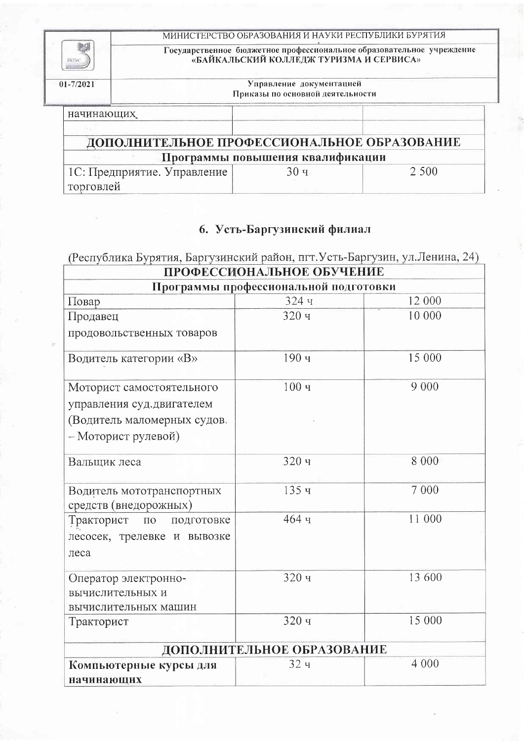| | | |
|---|---|---|
| начинающих | | |
| | | |
| **ДОПОЛНИТЕЛЬНОЕ ПРОФЕССИОНАЛЬНОЕ ОБРАЗОВАНИЕ** | | |
| **Программы повышения квалификации** | | |
| 1С: Предприятие. Управление торговлей | 30 ч | 2 500 |

## 6. Усть-Баргузинский филиал

(Республика Бурятия, Баргузинский район, пгт.Усть-Баргузин, ул.Ленина, 24)

| | | |
|---|---|---|
| **ПРОФЕССИОНАЛЬНОЕ ОБУЧЕНИЕ** | | |
| **Программы профессиональной подготовки** | | |
| Повар | 324 ч | 12 000 |
| Продавец продовольственных товаров | 320 ч | 10 000 |
| Водитель категории «В» | 190 ч | 15 000 |
| Моторист самостоятельного управления суд.двигателем (Водитель маломерных судов. – Моторист рулевой) | 100 ч | 9 000 |
| Вальщик леса | 320 ч | 8 000 |
| Водитель мототранспортных средств (внедорожных) | 135 ч | 7 000 |
| Тракторист по подготовке лесосек, трелевке и вывозке леса | 464 ч | 11 000 |
| Оператор электронно-вычислительных и вычислительных машин | 320 ч | 13 600 |
| Тракторист | 320 ч | 15 000 |
| **ДОПОЛНИТЕЛЬНОЕ ОБРАЗОВАНИЕ** | | |
| **Компьютерные курсы для начинающих** | 32 ч | 4 000 |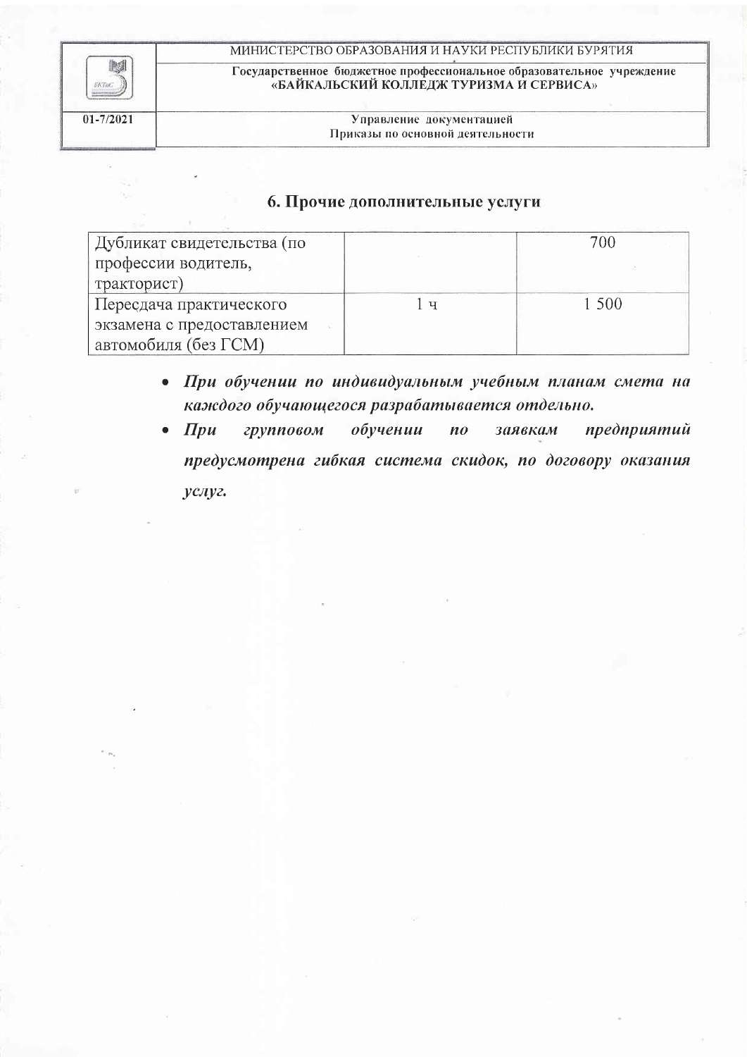## 6. Прочие дополнительные услуги

| | | |
|---|---|---|
| Дубликат свидетельства (по профессии водитель, тракторист) | | 700 |
| Пересдача практического экзамена с предоставлением автомобиля (без ГСМ) | 1 ч | 1 500 |

- ***При обучении по индивидуальным учебным планам смета на каждого обучающегося разрабатывается отдельно.***
- ***При групповом обучении по заявкам предприятий предусмотрена гибкая система скидок, по договору оказания услуг.***